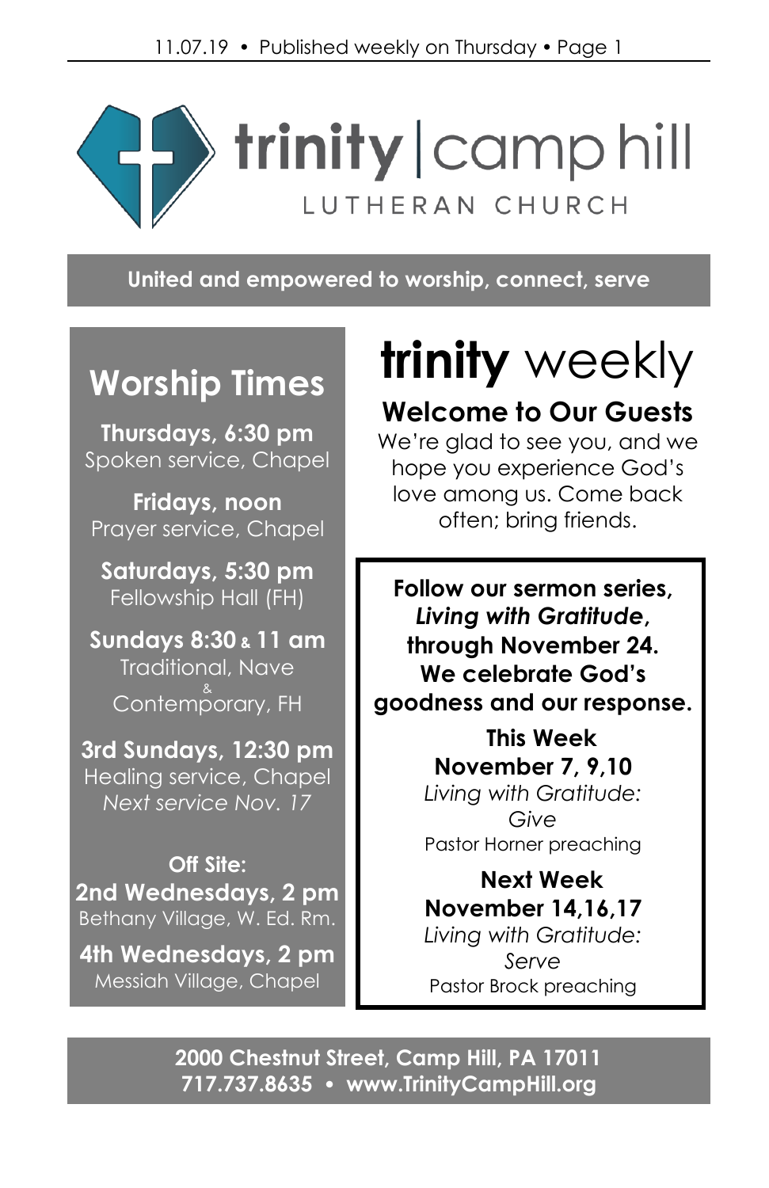# trinity | camp hill

LUTHERAN CHURCH

**United and empowered to worship, connect, serve**

## Worship Times

**Thursdays, 6:30 pm**
Spoken service, Chapel

**Fridays, noon**
Prayer service, Chapel

**Saturdays, 5:30 pm**
Fellowship Hall (FH)

**Sundays 8:30 & 11 am**
Traditional, Nave
&
Contemporary, FH

**3rd Sundays, 12:30 pm**
Healing service, Chapel
*Next service Nov. 17*

**Off Site:**

**2nd Wednesdays, 2 pm**
Bethany Village, W. Ed. Rm.

**4th Wednesdays, 2 pm**
Messiah Village, Chapel

# trinity weekly

## Welcome to Our Guests

We're glad to see you, and we hope you experience God's love among us. Come back often; bring friends.

**Follow our sermon series, *Living with Gratitude*, through November 24. We celebrate God's goodness and our response.**

**This Week**
**November 7, 9,10**
*Living with Gratitude: Give*
Pastor Horner preaching

**Next Week**
**November 14,16,17**
*Living with Gratitude: Serve*
Pastor Brock preaching

**2000 Chestnut Street, Camp Hill, PA 17011**
**717.737.8635 • www.TrinityCampHill.org**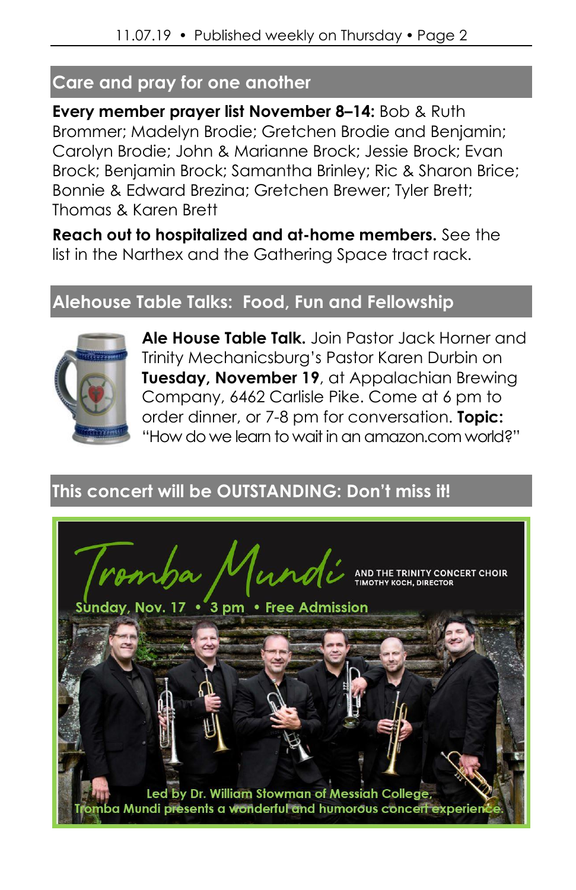## Care and pray for one another

**Every member prayer list November 8–14:** Bob & Ruth Brommer; Madelyn Brodie; Gretchen Brodie and Benjamin; Carolyn Brodie; John & Marianne Brock; Jessie Brock; Evan Brock; Benjamin Brock; Samantha Brinley; Ric & Sharon Brice; Bonnie & Edward Brezina; Gretchen Brewer; Tyler Brett; Thomas & Karen Brett

**Reach out to hospitalized and at-home members.** See the list in the Narthex and the Gathering Space tract rack.

## Alehouse Table Talks: Food, Fun and Fellowship

**Ale House Table Talk.** Join Pastor Jack Horner and Trinity Mechanicsburg's Pastor Karen Durbin on **Tuesday, November 19**, at Appalachian Brewing Company, 6462 Carlisle Pike. Come at 6 pm to order dinner, or 7-8 pm for conversation. **Topic:** "How do we learn to wait in an amazon.com world?"

## This concert will be OUTSTANDING: Don't miss it!

**Tromba Mundi** AND THE TRINITY CONCERT CHOIR
TIMOTHY KOCH, DIRECTOR

Sunday, Nov. 17 • 3 pm • Free Admission

Led by Dr. William Stowman of Messiah College, Tromba Mundi presents a wonderful and humorous concert experience.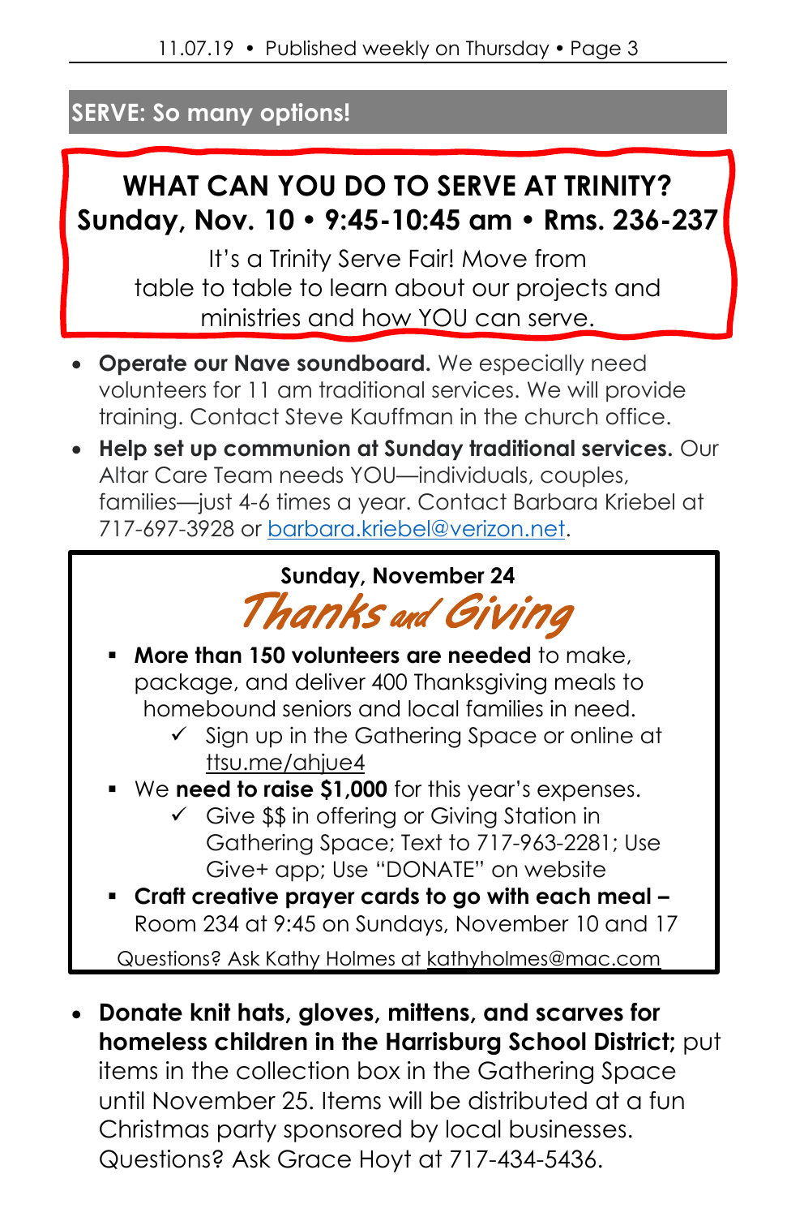## SERVE: So many options!

**WHAT CAN YOU DO TO SERVE AT TRINITY?**
**Sunday, Nov. 10 • 9:45-10:45 am • Rms. 236-237**

It's a Trinity Serve Fair! Move from table to table to learn about our projects and ministries and how YOU can serve.

- **Operate our Nave soundboard.** We especially need volunteers for 11 am traditional services. We will provide training. Contact Steve Kauffman in the church office.
- **Help set up communion at Sunday traditional services.** Our Altar Care Team needs YOU—individuals, couples, families—just 4-6 times a year. Contact Barbara Kriebel at 717-697-3928 or barbara.kriebel@verizon.net.

**Sunday, November 24**

*Thanks and Giving*

- **More than 150 volunteers are needed** to make, package, and deliver 400 Thanksgiving meals to homebound seniors and local families in need.
  - ✓ Sign up in the Gathering Space or online at ttsu.me/ahjue4
- We **need to raise $1,000** for this year's expenses.
  - ✓ Give $$ in offering or Giving Station in Gathering Space; Text to 717-963-2281; Use Give+ app; Use "DONATE" on website
- **Craft creative prayer cards to go with each meal –** Room 234 at 9:45 on Sundays, November 10 and 17

Questions? Ask Kathy Holmes at kathyholmes@mac.com

- **Donate knit hats, gloves, mittens, and scarves for homeless children in the Harrisburg School District;** put items in the collection box in the Gathering Space until November 25. Items will be distributed at a fun Christmas party sponsored by local businesses. Questions? Ask Grace Hoyt at 717-434-5436.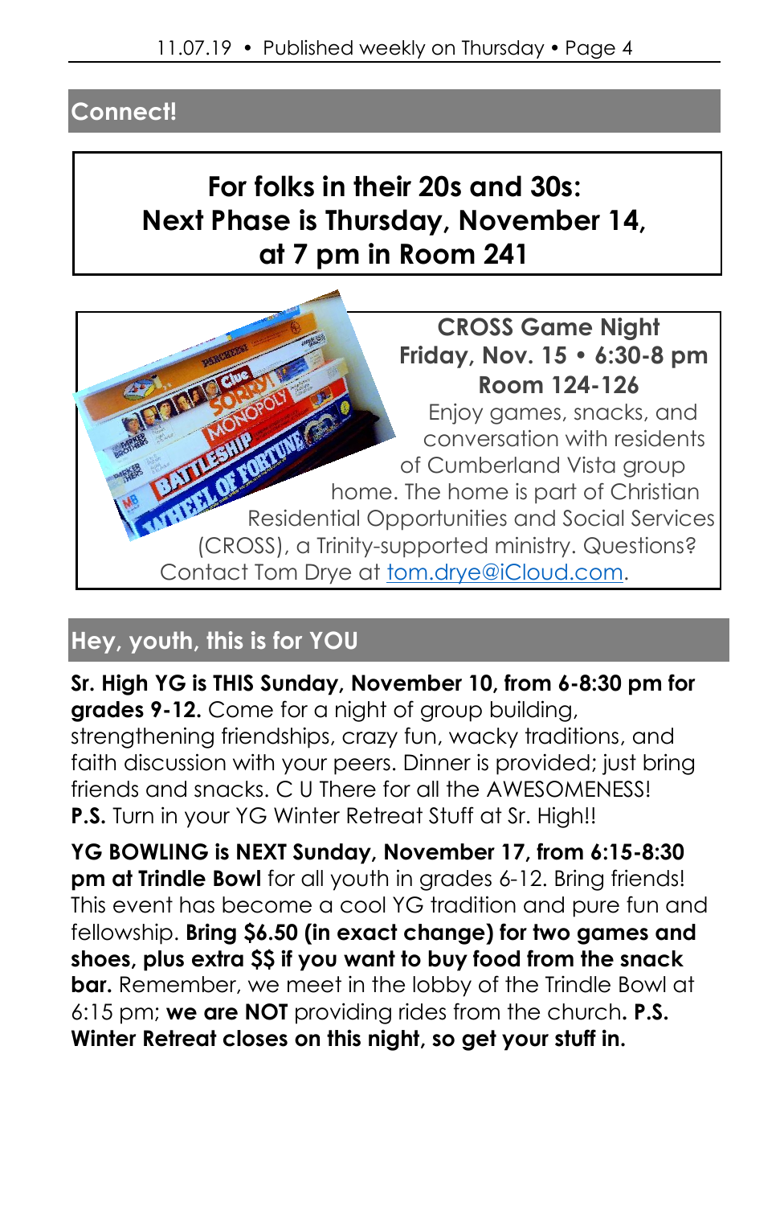## Connect!

**For folks in their 20s and 30s:**
**Next Phase is Thursday, November 14, at 7 pm in Room 241**

**CROSS Game Night**
**Friday, Nov. 15 • 6:30-8 pm**
**Room 124-126**

Enjoy games, snacks, and conversation with residents of Cumberland Vista group home. The home is part of Christian Residential Opportunities and Social Services (CROSS), a Trinity-supported ministry. Questions? Contact Tom Drye at tom.drye@iCloud.com.

## Hey, youth, this is for YOU

**Sr. High YG is THIS Sunday, November 10, from 6-8:30 pm for grades 9-12.** Come for a night of group building, strengthening friendships, crazy fun, wacky traditions, and faith discussion with your peers. Dinner is provided; just bring friends and snacks. C U There for all the AWESOMENESS! **P.S.** Turn in your YG Winter Retreat Stuff at Sr. High!!

**YG BOWLING is NEXT Sunday, November 17, from 6:15-8:30 pm at Trindle Bowl** for all youth in grades 6-12. Bring friends! This event has become a cool YG tradition and pure fun and fellowship. **Bring $6.50 (in exact change) for two games and shoes, plus extra $$ if you want to buy food from the snack bar.** Remember, we meet in the lobby of the Trindle Bowl at 6:15 pm; **we are NOT** providing rides from the church**. P.S. Winter Retreat closes on this night, so get your stuff in.**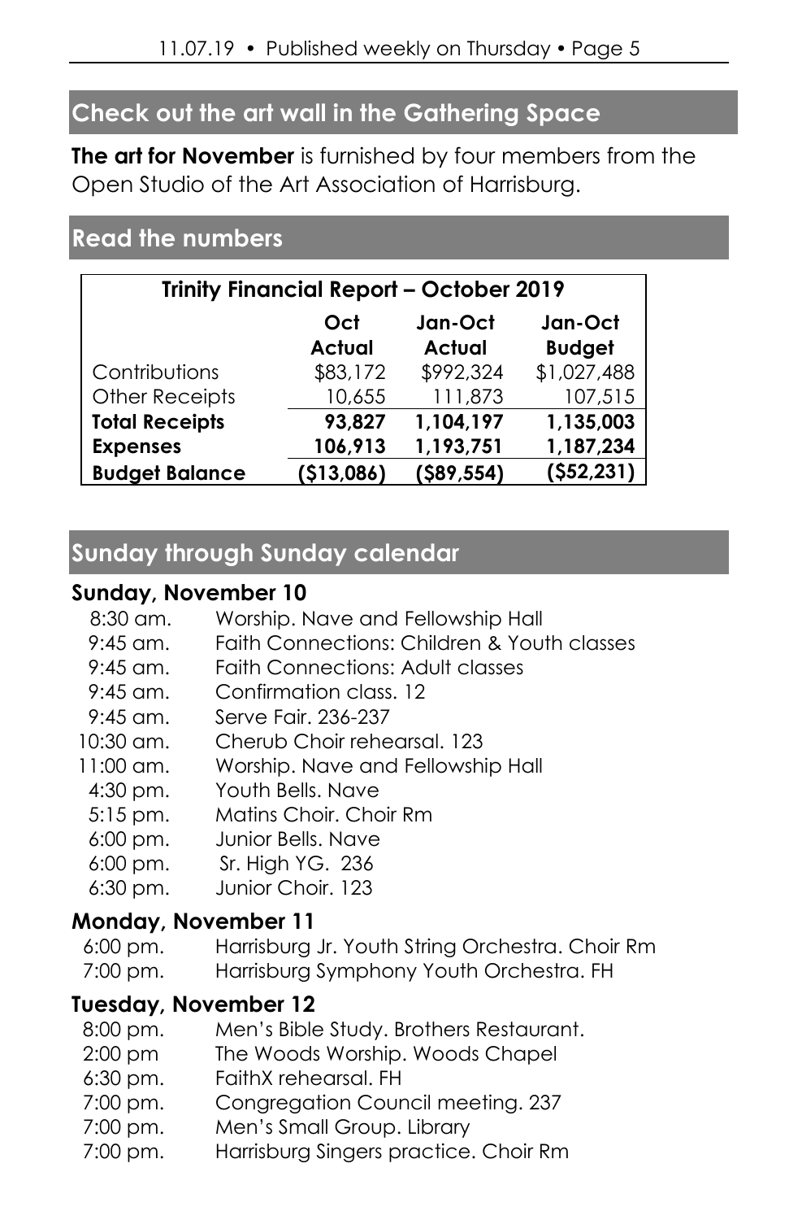## Check out the art wall in the Gathering Space

**The art for November** is furnished by four members from the Open Studio of the Art Association of Harrisburg.

## Read the numbers

| Trinity Financial Report – October 2019 | | | |
|---|---|---|---|
| | **Oct Actual** | **Jan-Oct Actual** | **Jan-Oct Budget** |
| Contributions | $83,172 | $992,324 | $1,027,488 |
| Other Receipts | 10,655 | 111,873 | 107,515 |
| **Total Receipts** | **93,827** | **1,104,197** | **1,135,003** |
| **Expenses** | **106,913** | **1,193,751** | **1,187,234** |
| **Budget Balance** | **($13,086)** | **($89,554)** | **($52,231)** |

## Sunday through Sunday calendar

### Sunday, November 10

- 8:30 am. Worship. Nave and Fellowship Hall
- 9:45 am. Faith Connections: Children & Youth classes
- 9:45 am. Faith Connections: Adult classes
- 9:45 am. Confirmation class. 12
- 9:45 am. Serve Fair. 236-237
- 10:30 am. Cherub Choir rehearsal. 123
- 11:00 am. Worship. Nave and Fellowship Hall
- 4:30 pm. Youth Bells. Nave
- 5:15 pm. Matins Choir. Choir Rm
- 6:00 pm. Junior Bells. Nave
- 6:00 pm. Sr. High YG. 236
- 6:30 pm. Junior Choir. 123

### Monday, November 11

- 6:00 pm. Harrisburg Jr. Youth String Orchestra. Choir Rm
- 7:00 pm. Harrisburg Symphony Youth Orchestra. FH

### Tuesday, November 12

- 8:00 pm. Men's Bible Study. Brothers Restaurant.
- 2:00 pm The Woods Worship. Woods Chapel
- 6:30 pm. FaithX rehearsal. FH
- 7:00 pm. Congregation Council meeting. 237
- 7:00 pm. Men's Small Group. Library
- 7:00 pm. Harrisburg Singers practice. Choir Rm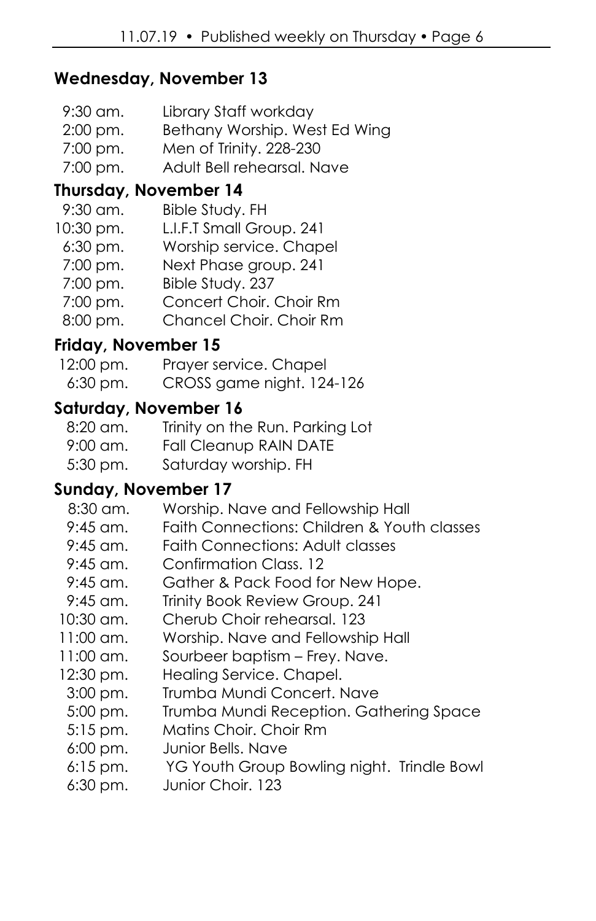### Wednesday, November 13

| | |
|---|---|
| 9:30 am. | Library Staff workday |
| 2:00 pm. | Bethany Worship. West Ed Wing |
| 7:00 pm. | Men of Trinity. 228-230 |
| 7:00 pm. | Adult Bell rehearsal. Nave |

### Thursday, November 14

| | |
|---|---|
| 9:30 am. | Bible Study. FH |
| 10:30 pm. | L.I.F.T Small Group. 241 |
| 6:30 pm. | Worship service. Chapel |
| 7:00 pm. | Next Phase group. 241 |
| 7:00 pm. | Bible Study. 237 |
| 7:00 pm. | Concert Choir. Choir Rm |
| 8:00 pm. | Chancel Choir. Choir Rm |

### Friday, November 15

| | |
|---|---|
| 12:00 pm. | Prayer service. Chapel |
| 6:30 pm. | CROSS game night. 124-126 |

### Saturday, November 16

| | |
|---|---|
| 8:20 am. | Trinity on the Run. Parking Lot |
| 9:00 am. | Fall Cleanup RAIN DATE |
| 5:30 pm. | Saturday worship. FH |

### Sunday, November 17

| | |
|---|---|
| 8:30 am. | Worship. Nave and Fellowship Hall |
| 9:45 am. | Faith Connections: Children & Youth classes |
| 9:45 am. | Faith Connections: Adult classes |
| 9:45 am. | Confirmation Class. 12 |
| 9:45 am. | Gather & Pack Food for New Hope. |
| 9:45 am. | Trinity Book Review Group. 241 |
| 10:30 am. | Cherub Choir rehearsal. 123 |
| 11:00 am. | Worship. Nave and Fellowship Hall |
| 11:00 am. | Sourbeer baptism – Frey. Nave. |
| 12:30 pm. | Healing Service. Chapel. |
| 3:00 pm. | Trumba Mundi Concert. Nave |
| 5:00 pm. | Trumba Mundi Reception. Gathering Space |
| 5:15 pm. | Matins Choir. Choir Rm |
| 6:00 pm. | Junior Bells. Nave |
| 6:15 pm. | YG Youth Group Bowling night. Trindle Bowl |
| 6:30 pm. | Junior Choir. 123 |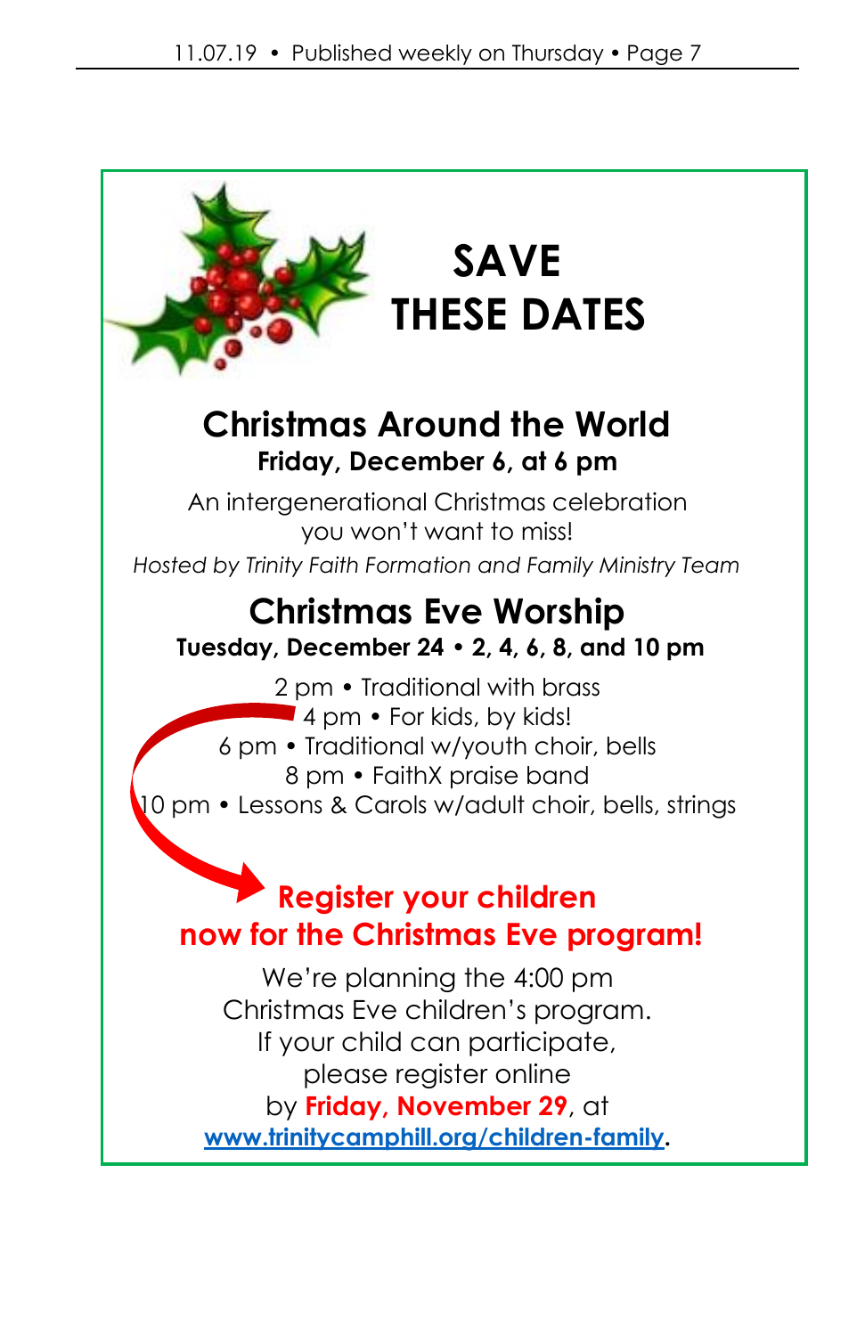# SAVE THESE DATES

## Christmas Around the World

**Friday, December 6, at 6 pm**

An intergenerational Christmas celebration you won't want to miss!

*Hosted by Trinity Faith Formation and Family Ministry Team*

## Christmas Eve Worship

**Tuesday, December 24 • 2, 4, 6, 8, and 10 pm**

2 pm • Traditional with brass
4 pm • For kids, by kids!
6 pm • Traditional w/youth choir, bells
8 pm • FaithX praise band
10 pm • Lessons & Carols w/adult choir, bells, strings

**Register your children now for the Christmas Eve program!**

We're planning the 4:00 pm Christmas Eve children's program. If your child can participate, please register online by **Friday, November 29**, at **www.trinitycamphill.org/children-family**.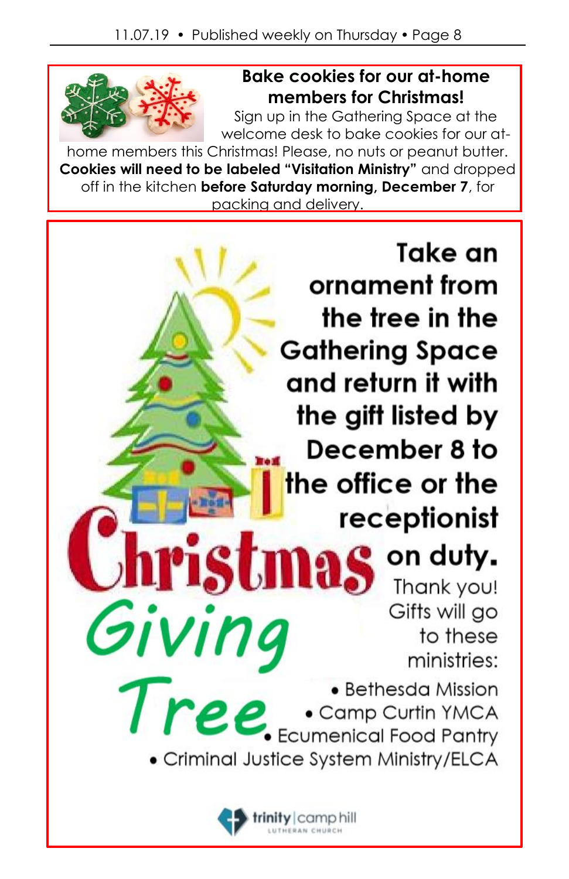**Bake cookies for our at-home members for Christmas!**

Sign up in the Gathering Space at the welcome desk to bake cookies for our at-home members this Christmas! Please, no nuts or peanut butter. **Cookies will need to be labeled "Visitation Ministry"** and dropped off in the kitchen **before Saturday morning, December 7**, for packing and delivery.

# Christmas Giving Tree

**Take an ornament from the tree in the Gathering Space and return it with the gift listed by December 8 to the office or the receptionist on duty.**

Thank you! Gifts will go to these ministries:

- Bethesda Mission
- Camp Curtin YMCA
- Ecumenical Food Pantry
- Criminal Justice System Ministry/ELCA

trinity | camp hill
LUTHERAN CHURCH